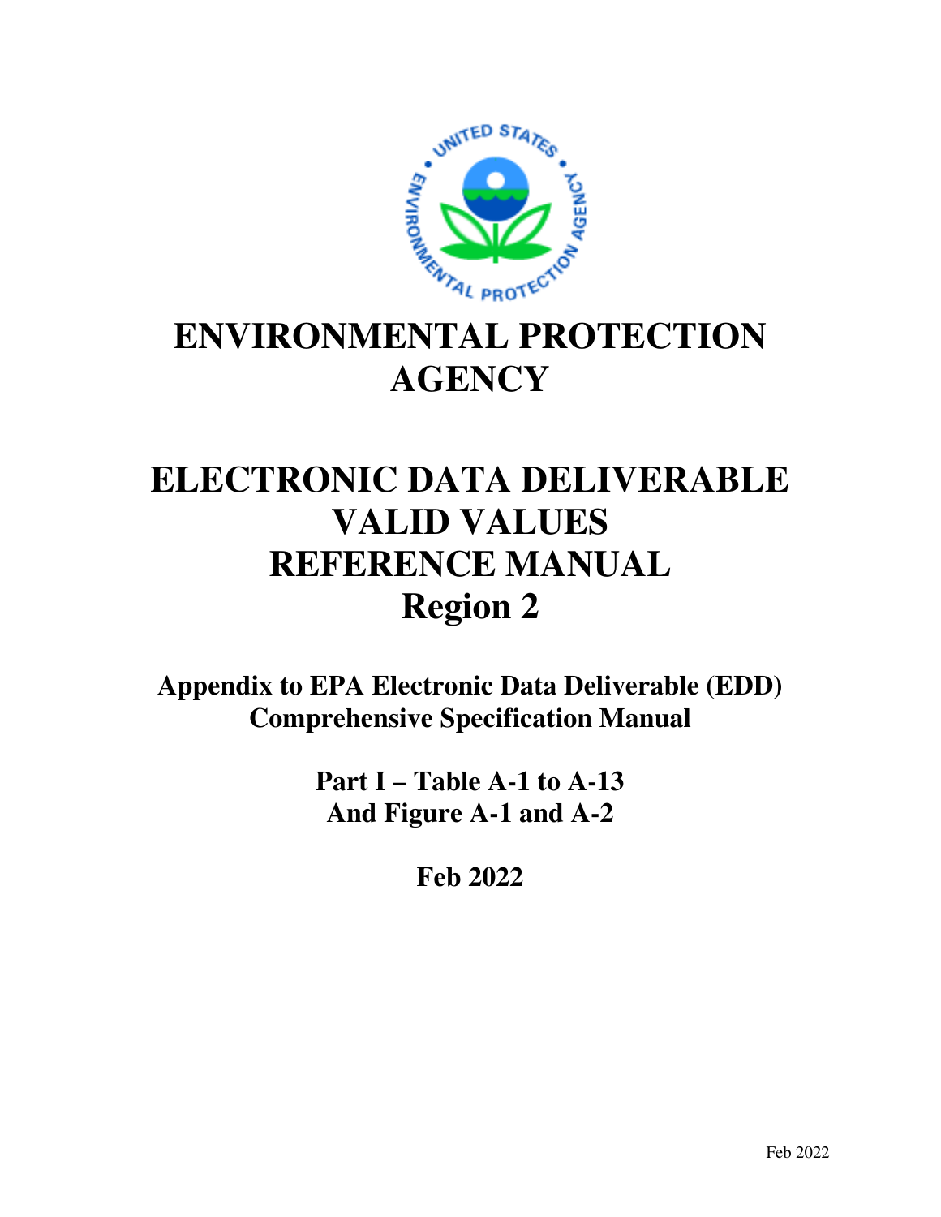# ENVIRONMENTAL PROTECTION AGENCY

# ELECTRONIC DATA DELIVERABLE VALID VALUES REFERENCE MANUAL Region 2

**Appendix to EPA Electronic Data Deliverable (EDD) Comprehensive Specification Manual**

**Part I – Table A-1 to A-13 And Figure A-1 and A-2**

**Feb 2022**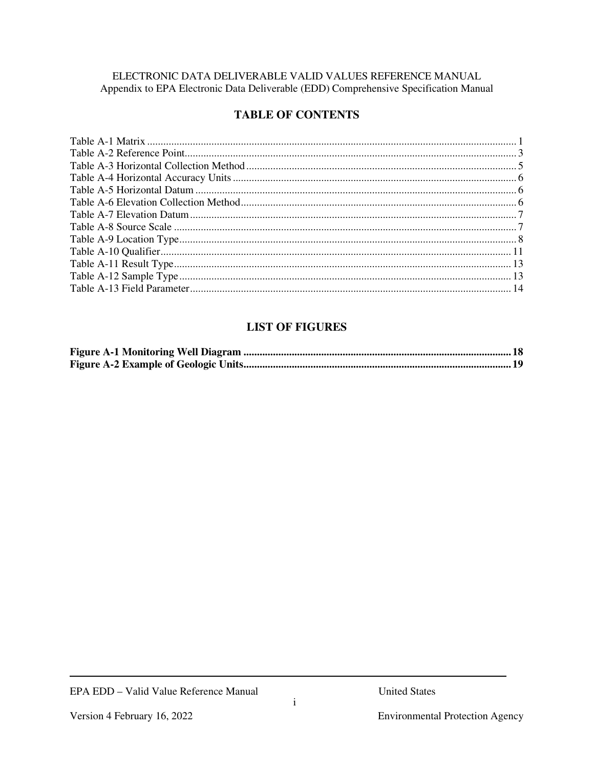ELECTRONIC DATA DELIVERABLE VALID VALUES REFERENCE MANUAL
Appendix to EPA Electronic Data Deliverable (EDD) Comprehensive Specification Manual

## TABLE OF CONTENTS

Table A-1 Matrix ........................................................ 1
Table A-2 Reference Point ........................................................ 3
Table A-3 Horizontal Collection Method ........................................................ 5
Table A-4 Horizontal Accuracy Units ........................................................ 6
Table A-5 Horizontal Datum ........................................................ 6
Table A-6 Elevation Collection Method ........................................................ 6
Table A-7 Elevation Datum ........................................................ 7
Table A-8 Source Scale ........................................................ 7
Table A-9 Location Type ........................................................ 8
Table A-10 Qualifier ........................................................ 11
Table A-11 Result Type ........................................................ 13
Table A-12 Sample Type ........................................................ 13
Table A-13 Field Parameter ........................................................ 14

## LIST OF FIGURES

**Figure A-1 Monitoring Well Diagram ........................................................ 18**
**Figure A-2 Example of Geologic Units ........................................................ 19**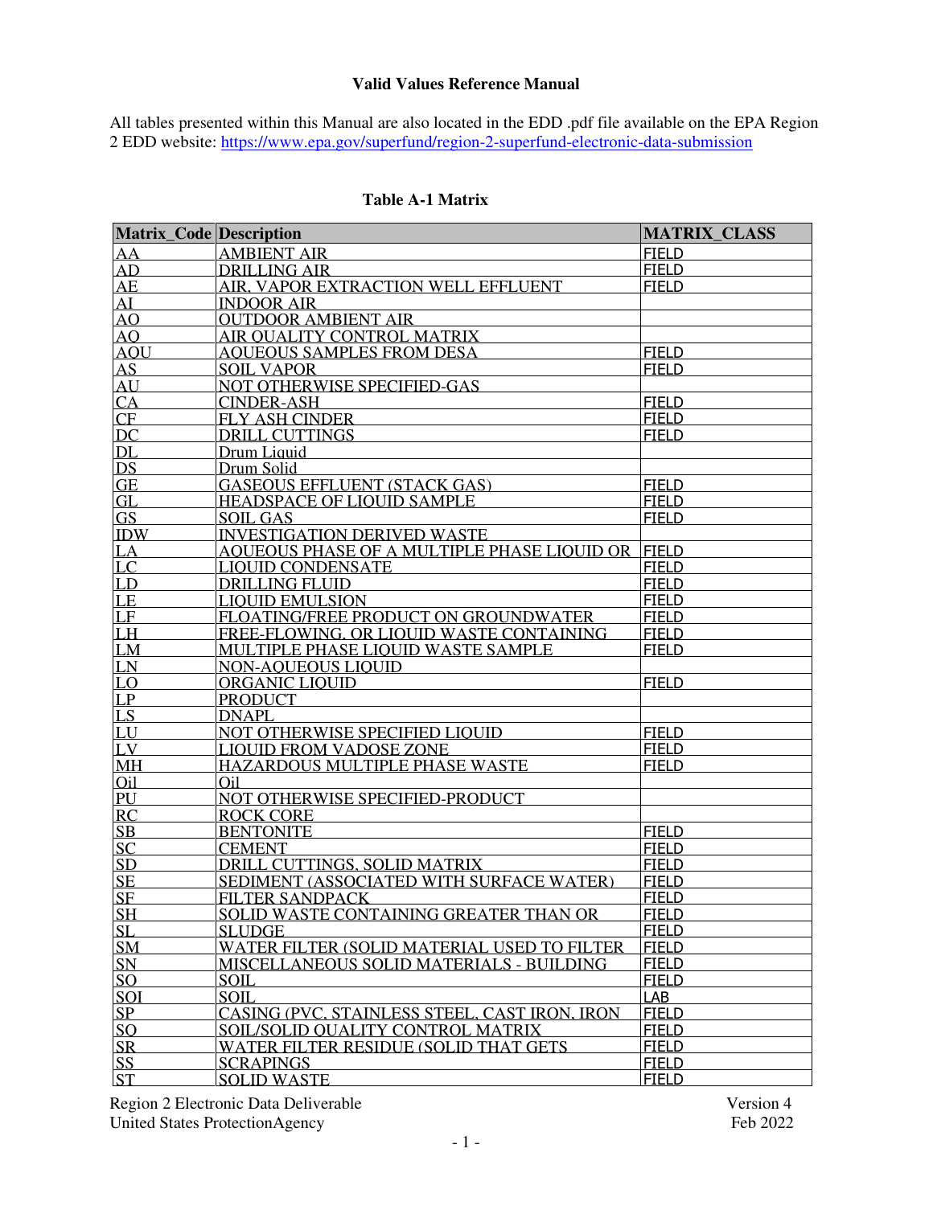**Valid Values Reference Manual**

All tables presented within this Manual are also located in the EDD .pdf file available on the EPA Region 2 EDD website: https://www.epa.gov/superfund/region-2-superfund-electronic-data-submission

**Table A-1 Matrix**

| Matrix_Code | Description | MATRIX_CLASS |
|---|---|---|
| AA | AMBIENT AIR | FIELD |
| AD | DRILLING AIR | FIELD |
| AE | AIR, VAPOR EXTRACTION WELL EFFLUENT | FIELD |
| AI | INDOOR AIR | |
| AO | OUTDOOR AMBIENT AIR | |
| AQ | AIR QUALITY CONTROL MATRIX | |
| AQU | AQUEOUS SAMPLES FROM DESA | FIELD |
| AS | SOIL VAPOR | FIELD |
| AU | NOT OTHERWISE SPECIFIED-GAS | |
| CA | CINDER-ASH | FIELD |
| CF | FLY ASH CINDER | FIELD |
| DC | DRILL CUTTINGS | FIELD |
| DL | Drum Liquid | |
| DS | Drum Solid | |
| GE | GASEOUS EFFLUENT (STACK GAS) | FIELD |
| GL | HEADSPACE OF LIQUID SAMPLE | FIELD |
| GS | SOIL GAS | FIELD |
| IDW | INVESTIGATION DERIVED WASTE | |
| LA | AQUEOUS PHASE OF A MULTIPLE PHASE LIQUID OR | FIELD |
| LC | LIQUID CONDENSATE | FIELD |
| LD | DRILLING FLUID | FIELD |
| LE | LIQUID EMULSION | FIELD |
| LF | FLOATING/FREE PRODUCT ON GROUNDWATER | FIELD |
| LH | FREE-FLOWING, OR LIQUID WASTE CONTAINING | FIELD |
| LM | MULTIPLE PHASE LIQUID WASTE SAMPLE | FIELD |
| LN | NON-AQUEOUS LIQUID | |
| LO | ORGANIC LIQUID | FIELD |
| LP | PRODUCT | |
| LS | DNAPL | |
| LU | NOT OTHERWISE SPECIFIED LIQUID | FIELD |
| LV | LIQUID FROM VADOSE ZONE | FIELD |
| MH | HAZARDOUS MULTIPLE PHASE WASTE | FIELD |
| Oil | Oil | |
| PU | NOT OTHERWISE SPECIFIED-PRODUCT | |
| RC | ROCK CORE | |
| SB | BENTONITE | FIELD |
| SC | CEMENT | FIELD |
| SD | DRILL CUTTINGS, SOLID MATRIX | FIELD |
| SE | SEDIMENT (ASSOCIATED WITH SURFACE WATER) | FIELD |
| SF | FILTER SANDPACK | FIELD |
| SH | SOLID WASTE CONTAINING GREATER THAN OR | FIELD |
| SL | SLUDGE | FIELD |
| SM | WATER FILTER (SOLID MATERIAL USED TO FILTER | FIELD |
| SN | MISCELLANEOUS SOLID MATERIALS - BUILDING | FIELD |
| SO | SOIL | FIELD |
| SOI | SOIL | LAB |
| SP | CASING (PVC, STAINLESS STEEL, CAST IRON, IRON | FIELD |
| SQ | SOIL/SOLID QUALITY CONTROL MATRIX | FIELD |
| SR | WATER FILTER RESIDUE (SOLID THAT GETS | FIELD |
| SS | SCRAPINGS | FIELD |
| ST | SOLID WASTE | FIELD |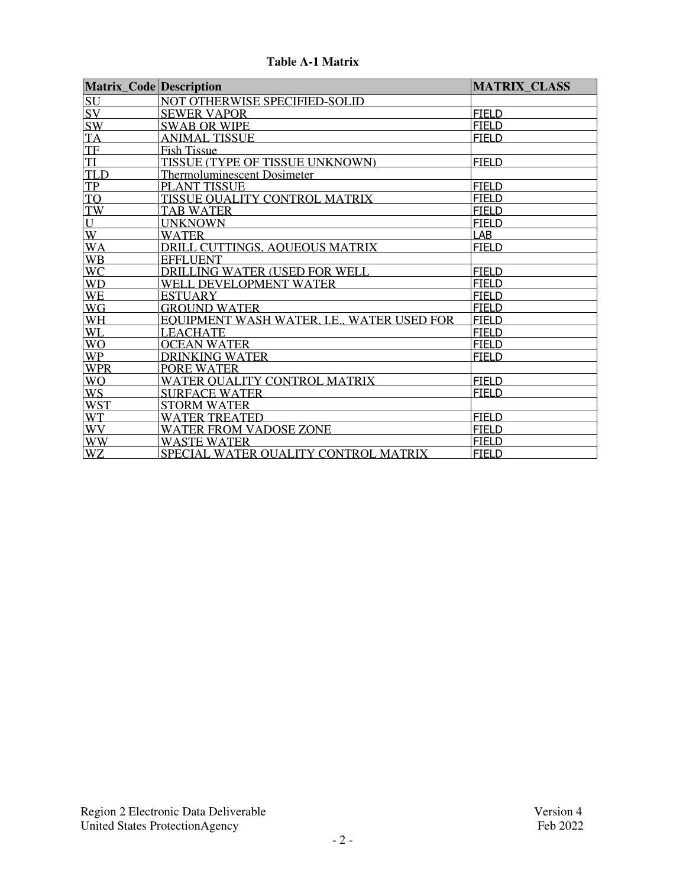**Table A-1 Matrix**

| Matrix_Code | Description | MATRIX_CLASS |
|---|---|---|
| SU | NOT OTHERWISE SPECIFIED-SOLID | |
| SV | SEWER VAPOR | FIELD |
| SW | SWAB OR WIPE | FIELD |
| TA | ANIMAL TISSUE | FIELD |
| TF | Fish Tissue | |
| TI | TISSUE (TYPE OF TISSUE UNKNOWN) | FIELD |
| TLD | Thermoluminescent Dosimeter | |
| TP | PLANT TISSUE | FIELD |
| TQ | TISSUE QUALITY CONTROL MATRIX | FIELD |
| TW | TAB WATER | FIELD |
| U | UNKNOWN | FIELD |
| W | WATER | LAB |
| WA | DRILL CUTTINGS, AQUEOUS MATRIX | FIELD |
| WB | EFFLUENT | |
| WC | DRILLING WATER (USED FOR WELL | FIELD |
| WD | WELL DEVELOPMENT WATER | FIELD |
| WE | ESTUARY | FIELD |
| WG | GROUND WATER | FIELD |
| WH | EQUIPMENT WASH WATER, I.E., WATER USED FOR | FIELD |
| WL | LEACHATE | FIELD |
| WO | OCEAN WATER | FIELD |
| WP | DRINKING WATER | FIELD |
| WPR | PORE WATER | |
| WQ | WATER QUALITY CONTROL MATRIX | FIELD |
| WS | SURFACE WATER | FIELD |
| WST | STORM WATER | |
| WT | WATER TREATED | FIELD |
| WV | WATER FROM VADOSE ZONE | FIELD |
| WW | WASTE WATER | FIELD |
| WZ | SPECIAL WATER QUALITY CONTROL MATRIX | FIELD |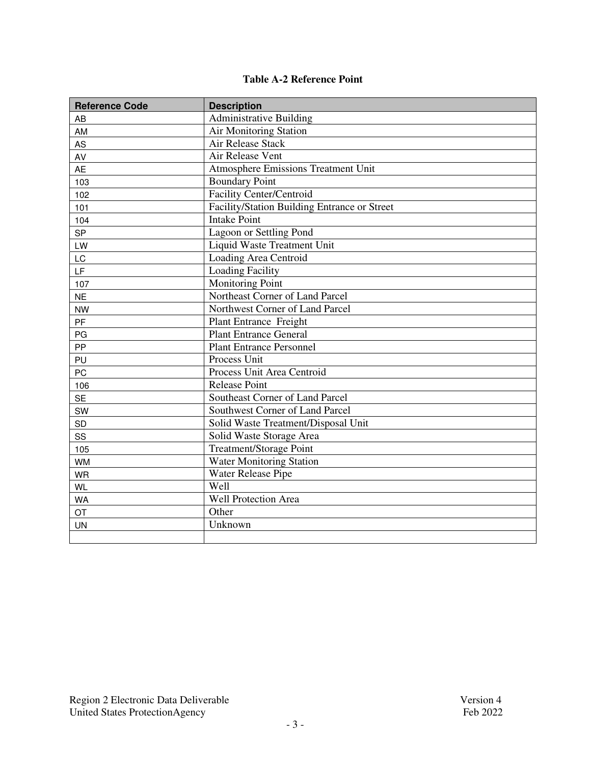**Table A-2 Reference Point**

| Reference Code | Description |
|---|---|
| AB | Administrative Building |
| AM | Air Monitoring Station |
| AS | Air Release Stack |
| AV | Air Release Vent |
| AE | Atmosphere Emissions Treatment Unit |
| 103 | Boundary Point |
| 102 | Facility Center/Centroid |
| 101 | Facility/Station Building Entrance or Street |
| 104 | Intake Point |
| SP | Lagoon or Settling Pond |
| LW | Liquid Waste Treatment Unit |
| LC | Loading Area Centroid |
| LF | Loading Facility |
| 107 | Monitoring Point |
| NE | Northeast Corner of Land Parcel |
| NW | Northwest Corner of Land Parcel |
| PF | Plant Entrance Freight |
| PG | Plant Entrance General |
| PP | Plant Entrance Personnel |
| PU | Process Unit |
| PC | Process Unit Area Centroid |
| 106 | Release Point |
| SE | Southeast Corner of Land Parcel |
| SW | Southwest Corner of Land Parcel |
| SD | Solid Waste Treatment/Disposal Unit |
| SS | Solid Waste Storage Area |
| 105 | Treatment/Storage Point |
| WM | Water Monitoring Station |
| WR | Water Release Pipe |
| WL | Well |
| WA | Well Protection Area |
| OT | Other |
| UN | Unknown |
| | |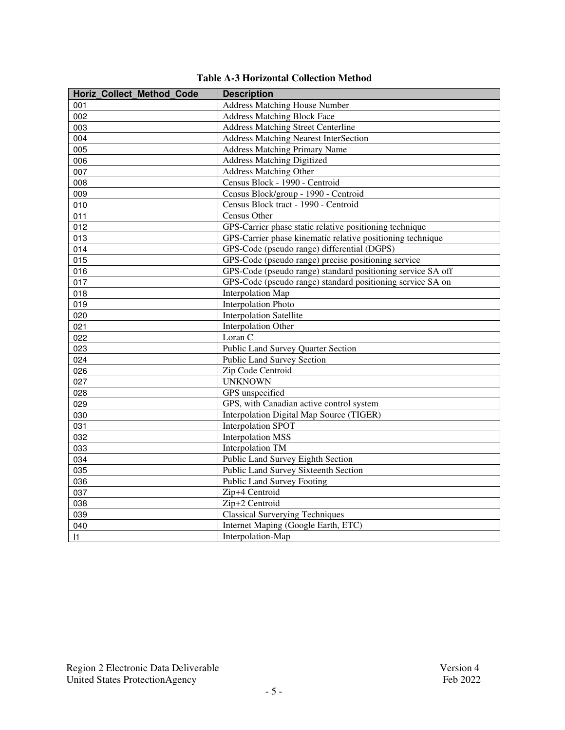**Table A-3 Horizontal Collection Method**

| Horiz_Collect_Method_Code | Description |
|---|---|
| 001 | Address Matching House Number |
| 002 | Address Matching Block Face |
| 003 | Address Matching Street Centerline |
| 004 | Address Matching Nearest InterSection |
| 005 | Address Matching Primary Name |
| 006 | Address Matching Digitized |
| 007 | Address Matching Other |
| 008 | Census Block - 1990 - Centroid |
| 009 | Census Block/group - 1990 - Centroid |
| 010 | Census Block tract - 1990 - Centroid |
| 011 | Census Other |
| 012 | GPS-Carrier phase static relative positioning technique |
| 013 | GPS-Carrier phase kinematic relative positioning technique |
| 014 | GPS-Code (pseudo range) differential (DGPS) |
| 015 | GPS-Code (pseudo range) precise positioning service |
| 016 | GPS-Code (pseudo range) standard positioning service SA off |
| 017 | GPS-Code (pseudo range) standard positioning service SA on |
| 018 | Interpolation Map |
| 019 | Interpolation Photo |
| 020 | Interpolation Satellite |
| 021 | Interpolation Other |
| 022 | Loran C |
| 023 | Public Land Survey Quarter Section |
| 024 | Public Land Survey Section |
| 026 | Zip Code Centroid |
| 027 | UNKNOWN |
| 028 | GPS unspecified |
| 029 | GPS, with Canadian active control system |
| 030 | Interpolation Digital Map Source (TIGER) |
| 031 | Interpolation SPOT |
| 032 | Interpolation MSS |
| 033 | Interpolation TM |
| 034 | Public Land Survey Eighth Section |
| 035 | Public Land Survey Sixteenth Section |
| 036 | Public Land Survey Footing |
| 037 | Zip+4 Centroid |
| 038 | Zip+2 Centroid |
| 039 | Classical Surverying Techniques |
| 040 | Internet Maping (Google Earth, ETC) |
| I1 | Interpolation-Map |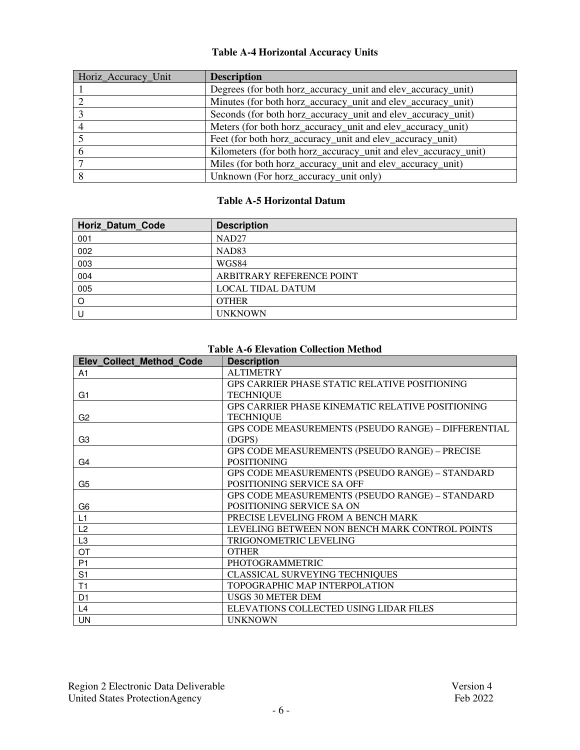### Table A-4 Horizontal Accuracy Units

| Horiz_Accuracy_Unit | **Description** |
|---|---|
| 1 | Degrees (for both horz_accuracy_unit and elev_accuracy_unit) |
| 2 | Minutes (for both horz_accuracy_unit and elev_accuracy_unit) |
| 3 | Seconds (for both horz_accuracy_unit and elev_accuracy_unit) |
| 4 | Meters (for both horz_accuracy_unit and elev_accuracy_unit) |
| 5 | Feet (for both horz_accuracy_unit and elev_accuracy_unit) |
| 6 | Kilometers (for both horz_accuracy_unit and elev_accuracy_unit) |
| 7 | Miles (for both horz_accuracy_unit and elev_accuracy_unit) |
| 8 | Unknown (For horz_accuracy_unit only) |

### Table A-5 Horizontal Datum

| **Horiz_Datum_Code** | **Description** |
|---|---|
| 001 | NAD27 |
| 002 | NAD83 |
| 003 | WGS84 |
| 004 | ARBITRARY REFERENCE POINT |
| 005 | LOCAL TIDAL DATUM |
| O | OTHER |
| U | UNKNOWN |

### Table A-6 Elevation Collection Method

| **Elev_Collect_Method_Code** | **Description** |
|---|---|
| A1 | ALTIMETRY |
| G1 | GPS CARRIER PHASE STATIC RELATIVE POSITIONING TECHNIQUE |
| G2 | GPS CARRIER PHASE KINEMATIC RELATIVE POSITIONING TECHNIQUE |
| G3 | GPS CODE MEASUREMENTS (PSEUDO RANGE) – DIFFERENTIAL (DGPS) |
| G4 | GPS CODE MEASUREMENTS (PSEUDO RANGE) – PRECISE POSITIONING |
| G5 | GPS CODE MEASUREMENTS (PSEUDO RANGE) – STANDARD POSITIONING SERVICE SA OFF |
| G6 | GPS CODE MEASUREMENTS (PSEUDO RANGE) – STANDARD POSITIONING SERVICE SA ON |
| L1 | PRECISE LEVELING FROM A BENCH MARK |
| L2 | LEVELING BETWEEN NON BENCH MARK CONTROL POINTS |
| L3 | TRIGONOMETRIC LEVELING |
| OT | OTHER |
| P1 | PHOTOGRAMMETRIC |
| S1 | CLASSICAL SURVEYING TECHNIQUES |
| T1 | TOPOGRAPHIC MAP INTERPOLATION |
| D1 | USGS 30 METER DEM |
| L4 | ELEVATIONS COLLECTED USING LIDAR FILES |
| UN | UNKNOWN |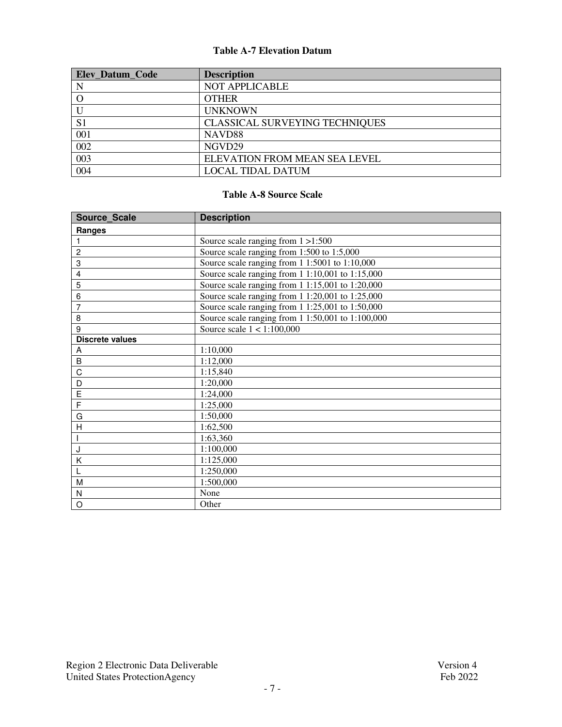**Table A-7 Elevation Datum**

| Elev_Datum_Code | Description |
|---|---|
| N | NOT APPLICABLE |
| O | OTHER |
| U | UNKNOWN |
| S1 | CLASSICAL SURVEYING TECHNIQUES |
| 001 | NAVD88 |
| 002 | NGVD29 |
| 003 | ELEVATION FROM MEAN SEA LEVEL |
| 004 | LOCAL TIDAL DATUM |

**Table A-8 Source Scale**

| Source_Scale | Description |
|---|---|
| **Ranges** | |
| 1 | Source scale ranging from 1 >1:500 |
| 2 | Source scale ranging from 1:500 to 1:5,000 |
| 3 | Source scale ranging from 1 1:5001 to 1:10,000 |
| 4 | Source scale ranging from 1 1:10,001 to 1:15,000 |
| 5 | Source scale ranging from 1 1:15,001 to 1:20,000 |
| 6 | Source scale ranging from 1 1:20,001 to 1:25,000 |
| 7 | Source scale ranging from 1 1:25,001 to 1:50,000 |
| 8 | Source scale ranging from 1 1:50,001 to 1:100,000 |
| 9 | Source scale 1 < 1:100,000 |
| **Discrete values** | |
| A | 1:10,000 |
| B | 1:12,000 |
| C | 1:15,840 |
| D | 1:20,000 |
| E | 1:24,000 |
| F | 1:25,000 |
| G | 1:50,000 |
| H | 1:62,500 |
| I | 1:63,360 |
| J | 1:100,000 |
| K | 1:125,000 |
| L | 1:250,000 |
| M | 1:500,000 |
| N | None |
| O | Other |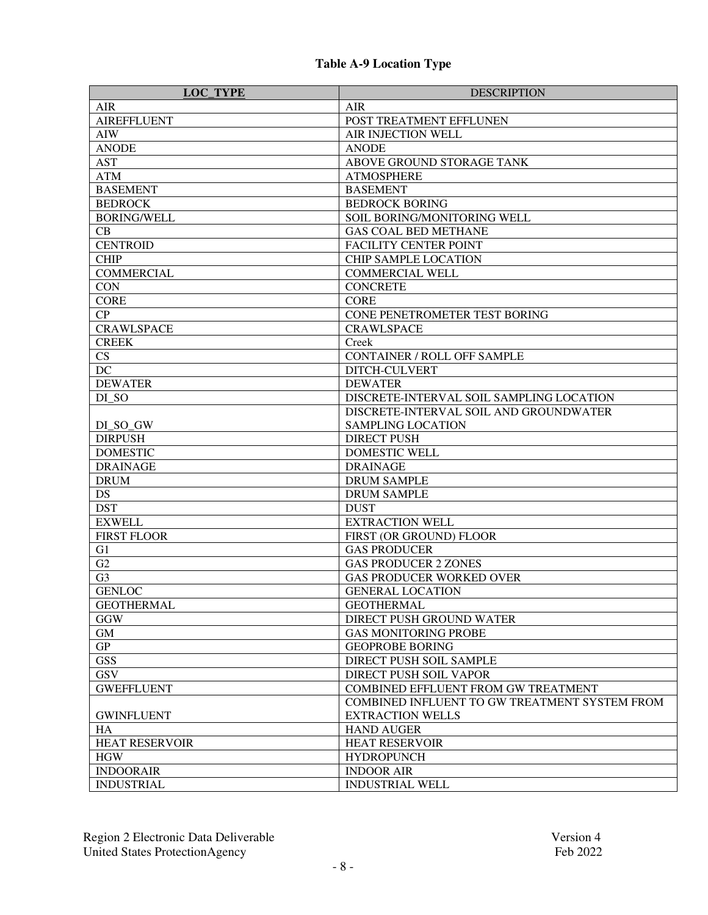**Table A-9 Location Type**

| LOC_TYPE | DESCRIPTION |
|---|---|
| AIR | AIR |
| AIREFFLUENT | POST TREATMENT EFFLUNEN |
| AIW | AIR INJECTION WELL |
| ANODE | ANODE |
| AST | ABOVE GROUND STORAGE TANK |
| ATM | ATMOSPHERE |
| BASEMENT | BASEMENT |
| BEDROCK | BEDROCK BORING |
| BORING/WELL | SOIL BORING/MONITORING WELL |
| CB | GAS COAL BED METHANE |
| CENTROID | FACILITY CENTER POINT |
| CHIP | CHIP SAMPLE LOCATION |
| COMMERCIAL | COMMERCIAL WELL |
| CON | CONCRETE |
| CORE | CORE |
| CP | CONE PENETROMETER TEST BORING |
| CRAWLSPACE | CRAWLSPACE |
| CREEK | Creek |
| CS | CONTAINER / ROLL OFF SAMPLE |
| DC | DITCH-CULVERT |
| DEWATER | DEWATER |
| DI_SO | DISCRETE-INTERVAL SOIL SAMPLING LOCATION |
| DI_SO_GW | DISCRETE-INTERVAL SOIL AND GROUNDWATER SAMPLING LOCATION |
| DIRPUSH | DIRECT PUSH |
| DOMESTIC | DOMESTIC WELL |
| DRAINAGE | DRAINAGE |
| DRUM | DRUM SAMPLE |
| DS | DRUM SAMPLE |
| DST | DUST |
| EXWELL | EXTRACTION WELL |
| FIRST FLOOR | FIRST (OR GROUND) FLOOR |
| G1 | GAS PRODUCER |
| G2 | GAS PRODUCER 2 ZONES |
| G3 | GAS PRODUCER WORKED OVER |
| GENLOC | GENERAL LOCATION |
| GEOTHERMAL | GEOTHERMAL |
| GGW | DIRECT PUSH GROUND WATER |
| GM | GAS MONITORING PROBE |
| GP | GEOPROBE BORING |
| GSS | DIRECT PUSH SOIL SAMPLE |
| GSV | DIRECT PUSH SOIL VAPOR |
| GWEFFLUENT | COMBINED EFFLUENT FROM GW TREATMENT |
| GWINFLUENT | COMBINED INFLUENT TO GW TREATMENT SYSTEM FROM EXTRACTION WELLS |
| HA | HAND AUGER |
| HEAT RESERVOIR | HEAT RESERVOIR |
| HGW | HYDROPUNCH |
| INDOORAIR | INDOOR AIR |
| INDUSTRIAL | INDUSTRIAL WELL |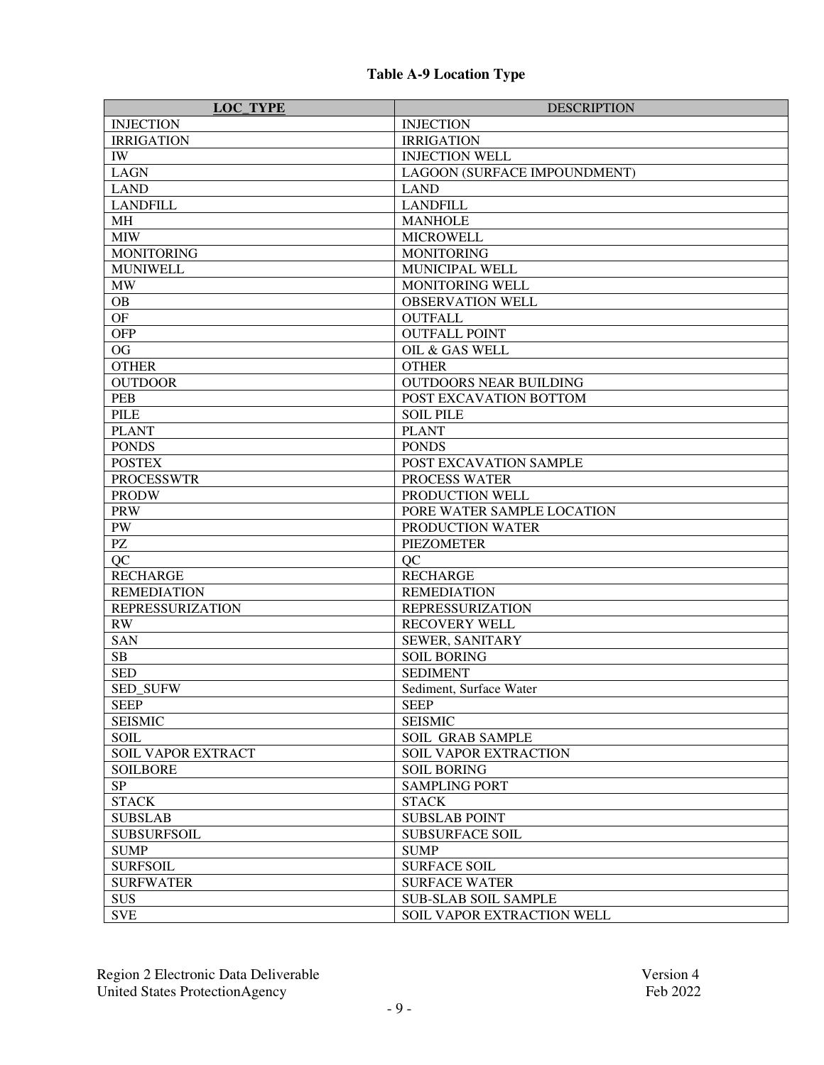**Table A-9 Location Type**

| LOC_TYPE | DESCRIPTION |
| --- | --- |
| INJECTION | INJECTION |
| IRRIGATION | IRRIGATION |
| IW | INJECTION WELL |
| LAGN | LAGOON (SURFACE IMPOUNDMENT) |
| LAND | LAND |
| LANDFILL | LANDFILL |
| MH | MANHOLE |
| MIW | MICROWELL |
| MONITORING | MONITORING |
| MUNIWELL | MUNICIPAL WELL |
| MW | MONITORING WELL |
| OB | OBSERVATION WELL |
| OF | OUTFALL |
| OFP | OUTFALL POINT |
| OG | OIL & GAS WELL |
| OTHER | OTHER |
| OUTDOOR | OUTDOORS NEAR BUILDING |
| PEB | POST EXCAVATION BOTTOM |
| PILE | SOIL PILE |
| PLANT | PLANT |
| PONDS | PONDS |
| POSTEX | POST EXCAVATION SAMPLE |
| PROCESSWTR | PROCESS WATER |
| PRODW | PRODUCTION WELL |
| PRW | PORE WATER SAMPLE LOCATION |
| PW | PRODUCTION WATER |
| PZ | PIEZOMETER |
| QC | QC |
| RECHARGE | RECHARGE |
| REMEDIATION | REMEDIATION |
| REPRESSURIZATION | REPRESSURIZATION |
| RW | RECOVERY WELL |
| SAN | SEWER, SANITARY |
| SB | SOIL BORING |
| SED | SEDIMENT |
| SED_SUFW | Sediment, Surface Water |
| SEEP | SEEP |
| SEISMIC | SEISMIC |
| SOIL | SOIL GRAB SAMPLE |
| SOIL VAPOR EXTRACT | SOIL VAPOR EXTRACTION |
| SOILBORE | SOIL BORING |
| SP | SAMPLING PORT |
| STACK | STACK |
| SUBSLAB | SUBSLAB POINT |
| SUBSURFSOIL | SUBSURFACE SOIL |
| SUMP | SUMP |
| SURFSOIL | SURFACE SOIL |
| SURFWATER | SURFACE WATER |
| SUS | SUB-SLAB SOIL SAMPLE |
| SVE | SOIL VAPOR EXTRACTION WELL |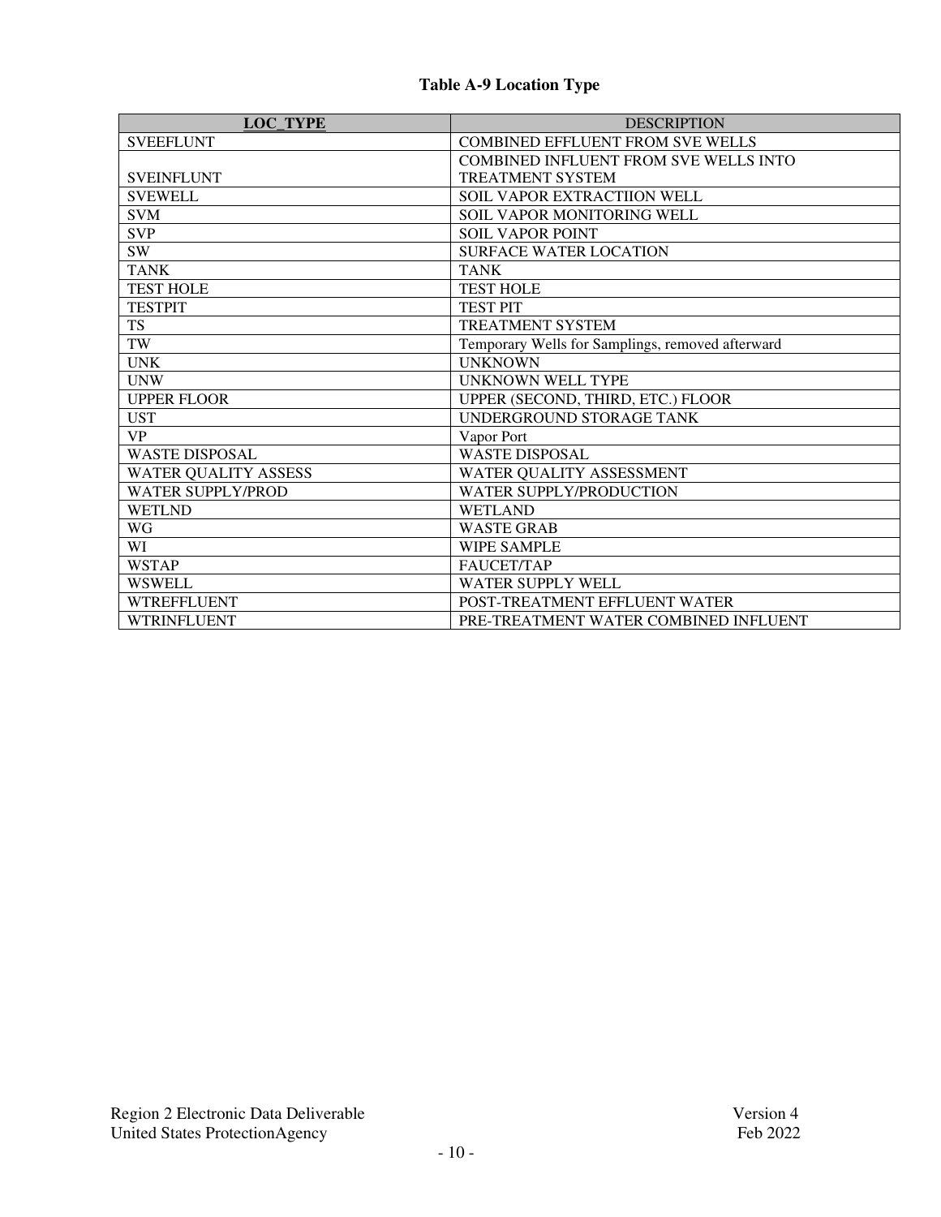**Table A-9 Location Type**

| LOC_TYPE | DESCRIPTION |
|---|---|
| SVEEFLUNT | COMBINED EFFLUENT FROM SVE WELLS |
| SVEINFLUNT | COMBINED INFLUENT FROM SVE WELLS INTO TREATMENT SYSTEM |
| SVEWELL | SOIL VAPOR EXTRACTIION WELL |
| SVM | SOIL VAPOR MONITORING WELL |
| SVP | SOIL VAPOR POINT |
| SW | SURFACE WATER LOCATION |
| TANK | TANK |
| TEST HOLE | TEST HOLE |
| TESTPIT | TEST PIT |
| TS | TREATMENT SYSTEM |
| TW | Temporary Wells for Samplings, removed afterward |
| UNK | UNKNOWN |
| UNW | UNKNOWN WELL TYPE |
| UPPER FLOOR | UPPER (SECOND, THIRD, ETC.) FLOOR |
| UST | UNDERGROUND STORAGE TANK |
| VP | Vapor Port |
| WASTE DISPOSAL | WASTE DISPOSAL |
| WATER QUALITY ASSESS | WATER QUALITY ASSESSMENT |
| WATER SUPPLY/PROD | WATER SUPPLY/PRODUCTION |
| WETLND | WETLAND |
| WG | WASTE GRAB |
| WI | WIPE SAMPLE |
| WSTAP | FAUCET/TAP |
| WSWELL | WATER SUPPLY WELL |
| WTREFFLUENT | POST-TREATMENT EFFLUENT WATER |
| WTRINFLUENT | PRE-TREATMENT WATER COMBINED INFLUENT |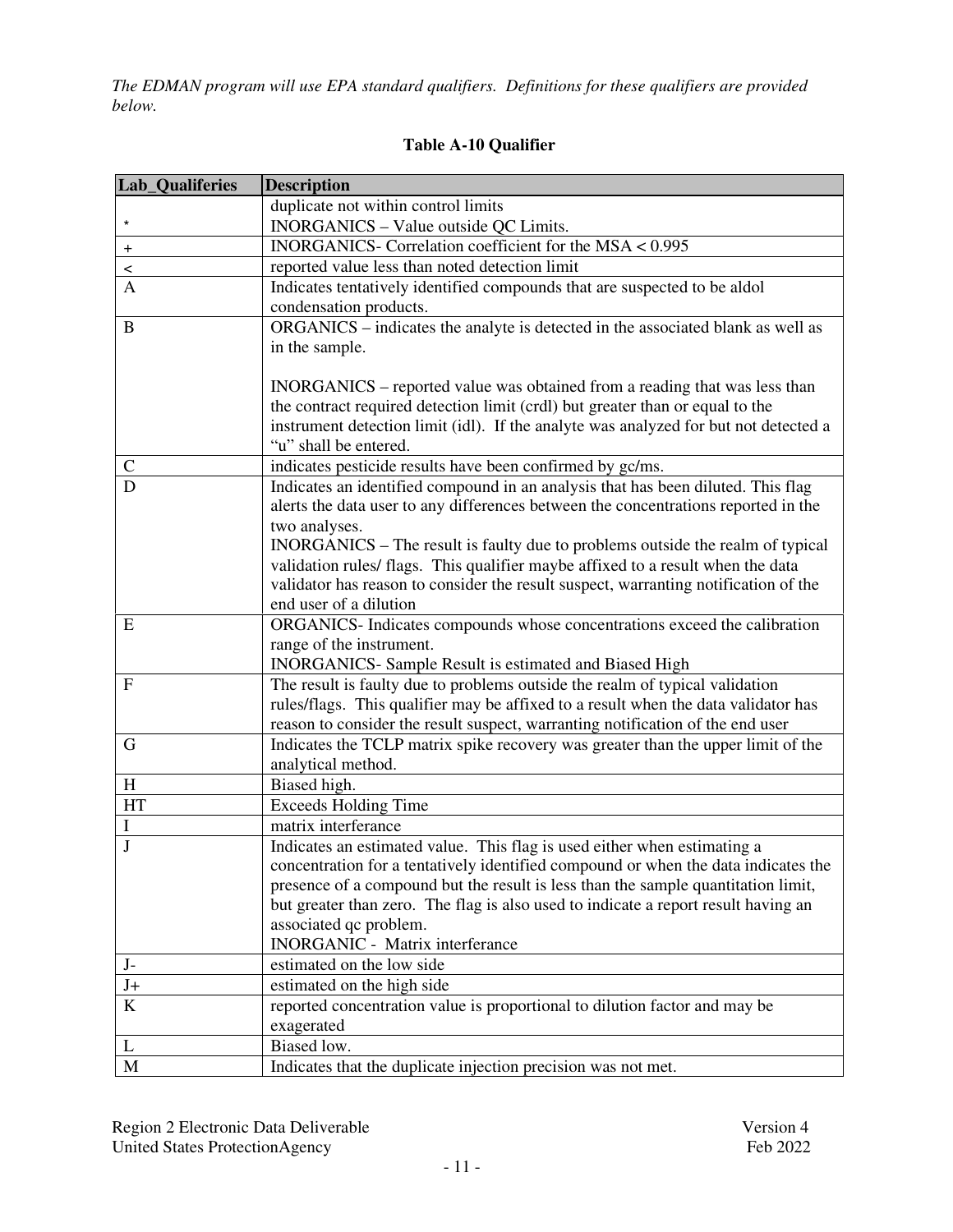*The EDMAN program will use EPA standard qualifiers. Definitions for these qualifiers are provided below.*

**Table A-10 Qualifier**

| Lab_Qualiferies | Description |
|---|---|
| * | duplicate not within control limits<br>INORGANICS – Value outside QC Limits. |
| + | INORGANICS- Correlation coefficient for the MSA < 0.995 |
| < | reported value less than noted detection limit |
| A | Indicates tentatively identified compounds that are suspected to be aldol condensation products. |
| B | ORGANICS – indicates the analyte is detected in the associated blank as well as in the sample.<br><br>INORGANICS – reported value was obtained from a reading that was less than the contract required detection limit (crdl) but greater than or equal to the instrument detection limit (idl). If the analyte was analyzed for but not detected a "u" shall be entered. |
| C | indicates pesticide results have been confirmed by gc/ms. |
| D | Indicates an identified compound in an analysis that has been diluted. This flag alerts the data user to any differences between the concentrations reported in the two analyses.<br>INORGANICS – The result is faulty due to problems outside the realm of typical validation rules/ flags. This qualifier maybe affixed to a result when the data validator has reason to consider the result suspect, warranting notification of the end user of a dilution |
| E | ORGANICS- Indicates compounds whose concentrations exceed the calibration range of the instrument.<br>INORGANICS- Sample Result is estimated and Biased High |
| F | The result is faulty due to problems outside the realm of typical validation rules/flags. This qualifier may be affixed to a result when the data validator has reason to consider the result suspect, warranting notification of the end user |
| G | Indicates the TCLP matrix spike recovery was greater than the upper limit of the analytical method. |
| H | Biased high. |
| HT | Exceeds Holding Time |
| I | matrix interferance |
| J | Indicates an estimated value. This flag is used either when estimating a concentration for a tentatively identified compound or when the data indicates the presence of a compound but the result is less than the sample quantitation limit, but greater than zero. The flag is also used to indicate a report result having an associated qc problem.<br>INORGANIC - Matrix interferance |
| J- | estimated on the low side |
| J+ | estimated on the high side |
| K | reported concentration value is proportional to dilution factor and may be exagerated |
| L | Biased low. |
| M | Indicates that the duplicate injection precision was not met. |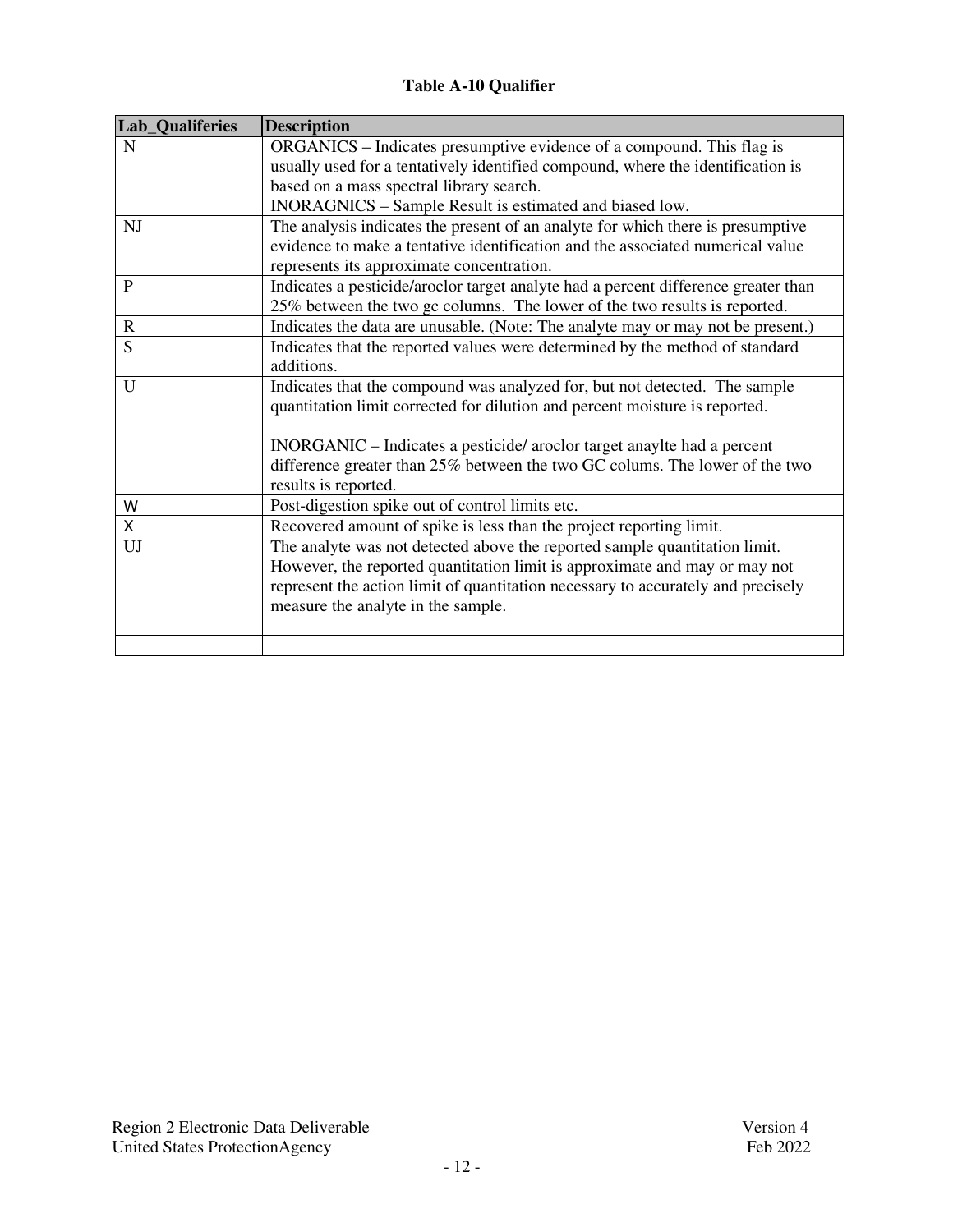**Table A-10 Qualifier**

| Lab_Qualiferies | Description |
|---|---|
| N | ORGANICS – Indicates presumptive evidence of a compound. This flag is usually used for a tentatively identified compound, where the identification is based on a mass spectral library search.<br>INORAGNICS – Sample Result is estimated and biased low. |
| NJ | The analysis indicates the present of an analyte for which there is presumptive evidence to make a tentative identification and the associated numerical value represents its approximate concentration. |
| P | Indicates a pesticide/aroclor target analyte had a percent difference greater than 25% between the two gc columns. The lower of the two results is reported. |
| R | Indicates the data are unusable. (Note: The analyte may or may not be present.) |
| S | Indicates that the reported values were determined by the method of standard additions. |
| U | Indicates that the compound was analyzed for, but not detected. The sample quantitation limit corrected for dilution and percent moisture is reported.<br><br>INORGANIC – Indicates a pesticide/ aroclor target anaylte had a percent difference greater than 25% between the two GC colums. The lower of the two results is reported. |
| W | Post-digestion spike out of control limits etc. |
| X | Recovered amount of spike is less than the project reporting limit. |
| UJ | The analyte was not detected above the reported sample quantitation limit. However, the reported quantitation limit is approximate and may or may not represent the action limit of quantitation necessary to accurately and precisely measure the analyte in the sample. |
| | |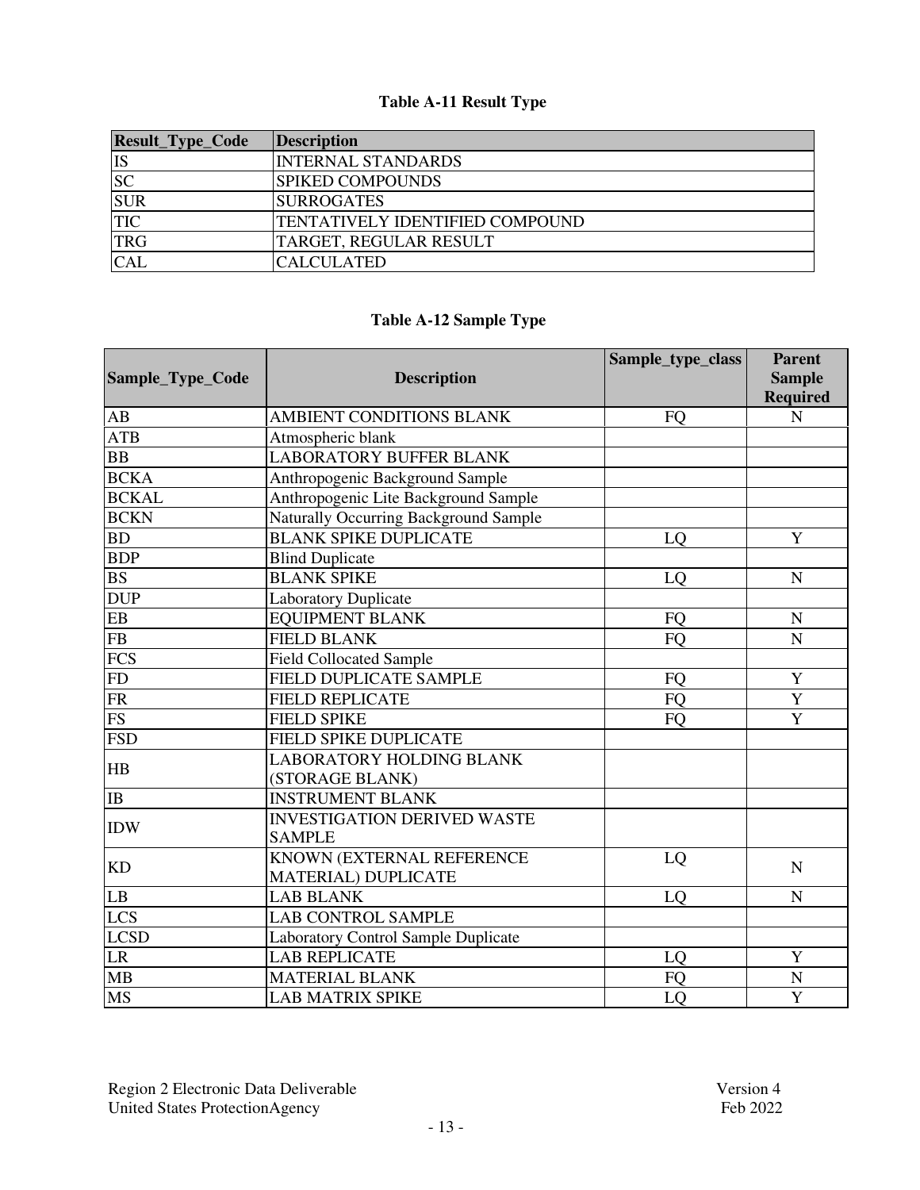**Table A-11 Result Type**

| Result_Type_Code | Description |
| --- | --- |
| IS | INTERNAL STANDARDS |
| SC | SPIKED COMPOUNDS |
| SUR | SURROGATES |
| TIC | TENTATIVELY IDENTIFIED COMPOUND |
| TRG | TARGET, REGULAR RESULT |
| CAL | CALCULATED |

**Table A-12 Sample Type**

| Sample_Type_Code | Description | Sample_type_class | Parent Sample Required |
| --- | --- | --- | --- |
| AB | AMBIENT CONDITIONS BLANK | FQ | N |
| ATB | Atmospheric blank | | |
| BB | LABORATORY BUFFER BLANK | | |
| BCKA | Anthropogenic Background Sample | | |
| BCKAL | Anthropogenic Lite Background Sample | | |
| BCKN | Naturally Occurring Background Sample | | |
| BD | BLANK SPIKE DUPLICATE | LQ | Y |
| BDP | Blind Duplicate | | |
| BS | BLANK SPIKE | LQ | N |
| DUP | Laboratory Duplicate | | |
| EB | EQUIPMENT BLANK | FQ | N |
| FB | FIELD BLANK | FQ | N |
| FCS | Field Collocated Sample | | |
| FD | FIELD DUPLICATE SAMPLE | FQ | Y |
| FR | FIELD REPLICATE | FQ | Y |
| FS | FIELD SPIKE | FQ | Y |
| FSD | FIELD SPIKE DUPLICATE | | |
| HB | LABORATORY HOLDING BLANK (STORAGE BLANK) | | |
| IB | INSTRUMENT BLANK | | |
| IDW | INVESTIGATION DERIVED WASTE SAMPLE | | |
| KD | KNOWN (EXTERNAL REFERENCE MATERIAL) DUPLICATE | LQ | N |
| LB | LAB BLANK | LQ | N |
| LCS | LAB CONTROL SAMPLE | | |
| LCSD | Laboratory Control Sample Duplicate | | |
| LR | LAB REPLICATE | LQ | Y |
| MB | MATERIAL BLANK | FQ | N |
| MS | LAB MATRIX SPIKE | LQ | Y |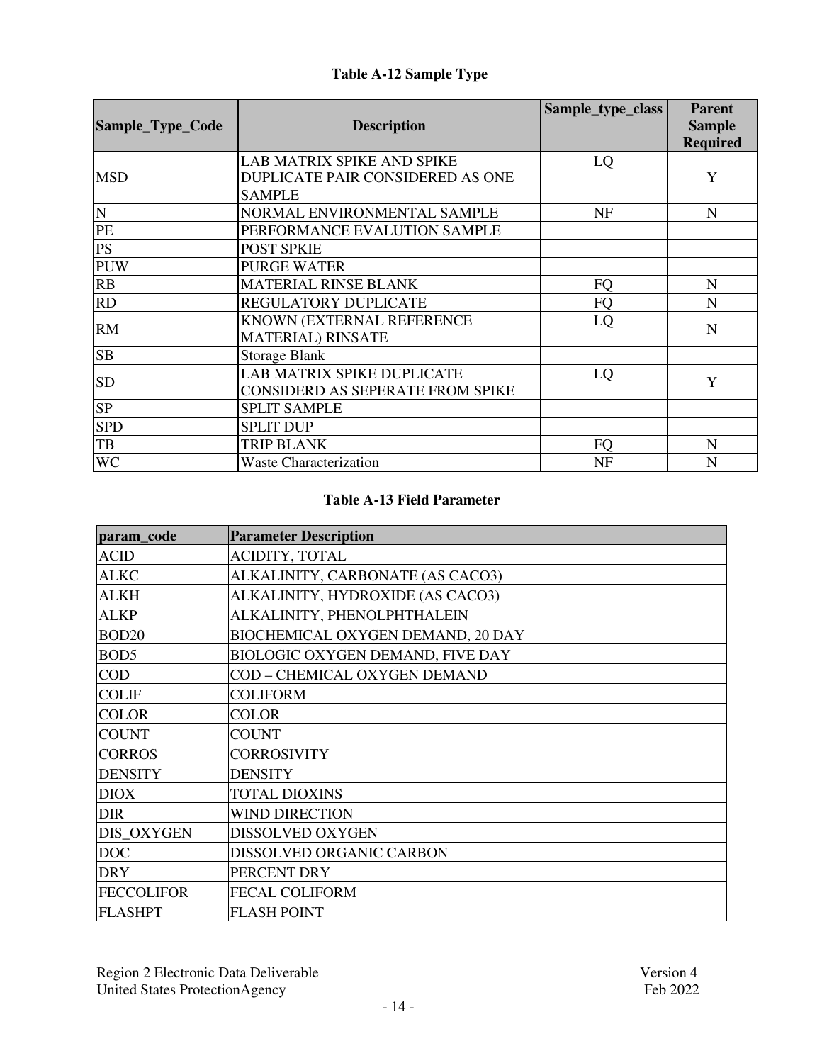**Table A-12 Sample Type**

| Sample_Type_Code | Description | Sample_type_class | Parent Sample Required |
|---|---|---|---|
| MSD | LAB MATRIX SPIKE AND SPIKE DUPLICATE PAIR CONSIDERED AS ONE SAMPLE | LQ | Y |
| N | NORMAL ENVIRONMENTAL SAMPLE | NF | N |
| PE | PERFORMANCE EVALUTION SAMPLE | | |
| PS | POST SPKIE | | |
| PUW | PURGE WATER | | |
| RB | MATERIAL RINSE BLANK | FQ | N |
| RD | REGULATORY DUPLICATE | FQ | N |
| RM | KNOWN (EXTERNAL REFERENCE MATERIAL) RINSATE | LQ | N |
| SB | Storage Blank | | |
| SD | LAB MATRIX SPIKE DUPLICATE CONSIDERD AS SEPERATE FROM SPIKE | LQ | Y |
| SP | SPLIT SAMPLE | | |
| SPD | SPLIT DUP | | |
| TB | TRIP BLANK | FQ | N |
| WC | Waste Characterization | NF | N |

**Table A-13 Field Parameter**

| param_code | Parameter Description |
|---|---|
| ACID | ACIDITY, TOTAL |
| ALKC | ALKALINITY, CARBONATE (AS CACO3) |
| ALKH | ALKALINITY, HYDROXIDE (AS CACO3) |
| ALKP | ALKALINITY, PHENOLPHTHALEIN |
| BOD20 | BIOCHEMICAL OXYGEN DEMAND, 20 DAY |
| BOD5 | BIOLOGIC OXYGEN DEMAND, FIVE DAY |
| COD | COD – CHEMICAL OXYGEN DEMAND |
| COLIF | COLIFORM |
| COLOR | COLOR |
| COUNT | COUNT |
| CORROS | CORROSIVITY |
| DENSITY | DENSITY |
| DIOX | TOTAL DIOXINS |
| DIR | WIND DIRECTION |
| DIS_OXYGEN | DISSOLVED OXYGEN |
| DOC | DISSOLVED ORGANIC CARBON |
| DRY | PERCENT DRY |
| FECCOLIFOR | FECAL COLIFORM |
| FLASHPT | FLASH POINT |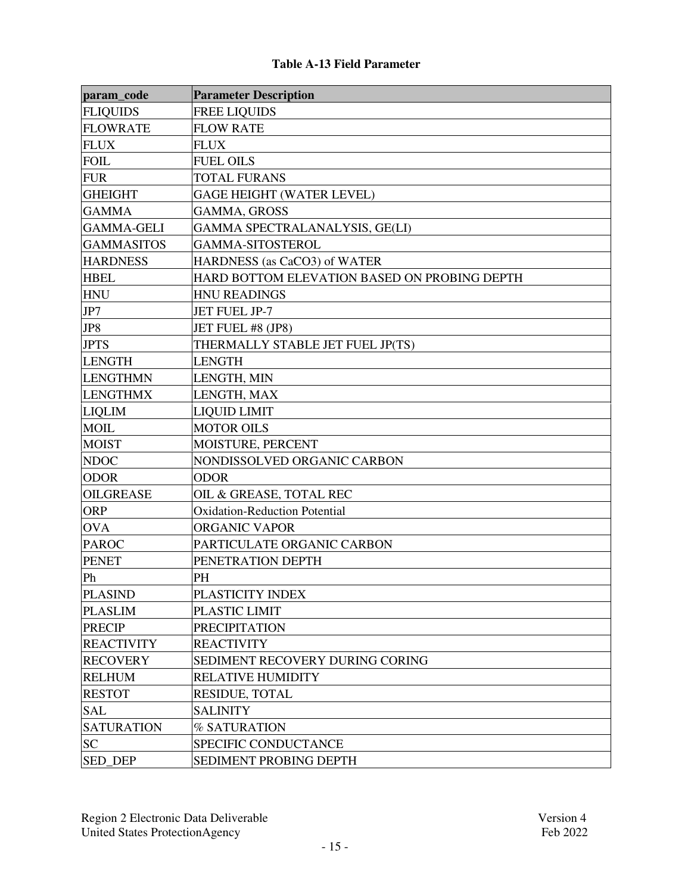**Table A-13 Field Parameter**

| param_code | Parameter Description |
| --- | --- |
| FLIQUIDS | FREE LIQUIDS |
| FLOWRATE | FLOW RATE |
| FLUX | FLUX |
| FOIL | FUEL OILS |
| FUR | TOTAL FURANS |
| GHEIGHT | GAGE HEIGHT (WATER LEVEL) |
| GAMMA | GAMMA, GROSS |
| GAMMA-GELI | GAMMA SPECTRALANALYSIS, GE(LI) |
| GAMMASITOS | GAMMA-SITOSTEROL |
| HARDNESS | HARDNESS (as $CaCO_3$) of WATER |
| HBEL | HARD BOTTOM ELEVATION BASED ON PROBING DEPTH |
| HNU | HNU READINGS |
| JP7 | JET FUEL JP-7 |
| JP8 | JET FUEL #8 (JP8) |
| JPTS | THERMALLY STABLE JET FUEL JP(TS) |
| LENGTH | LENGTH |
| LENGTHMN | LENGTH, MIN |
| LENGTHMX | LENGTH, MAX |
| LIQLIM | LIQUID LIMIT |
| MOIL | MOTOR OILS |
| MOIST | MOISTURE, PERCENT |
| NDOC | NONDISSOLVED ORGANIC CARBON |
| ODOR | ODOR |
| OILGREASE | OIL & GREASE, TOTAL REC |
| ORP | Oxidation-Reduction Potential |
| OVA | ORGANIC VAPOR |
| PAROC | PARTICULATE ORGANIC CARBON |
| PENET | PENETRATION DEPTH |
| Ph | PH |
| PLASIND | PLASTICITY INDEX |
| PLASLIM | PLASTIC LIMIT |
| PRECIP | PRECIPITATION |
| REACTIVITY | REACTIVITY |
| RECOVERY | SEDIMENT RECOVERY DURING CORING |
| RELHUM | RELATIVE HUMIDITY |
| RESTOT | RESIDUE, TOTAL |
| SAL | SALINITY |
| SATURATION | % SATURATION |
| SC | SPECIFIC CONDUCTANCE |
| SED_DEP | SEDIMENT PROBING DEPTH |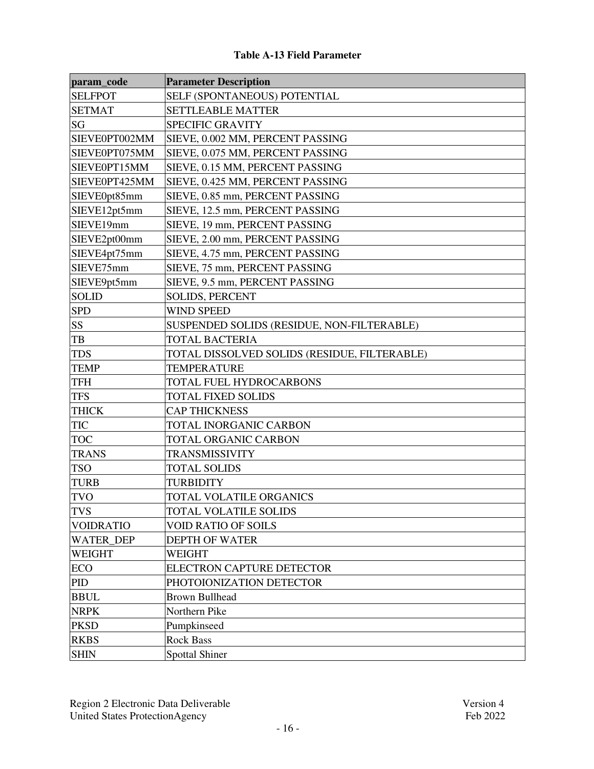**Table A-13 Field Parameter**

| param_code | Parameter Description |
|---|---|
| SELFPOT | SELF (SPONTANEOUS) POTENTIAL |
| SETMAT | SETTLEABLE MATTER |
| SG | SPECIFIC GRAVITY |
| SIEVE0PT002MM | SIEVE, 0.002 MM, PERCENT PASSING |
| SIEVE0PT075MM | SIEVE, 0.075 MM, PERCENT PASSING |
| SIEVE0PT15MM | SIEVE, 0.15 MM, PERCENT PASSING |
| SIEVE0PT425MM | SIEVE, 0.425 MM, PERCENT PASSING |
| SIEVE0pt85mm | SIEVE, 0.85 mm, PERCENT PASSING |
| SIEVE12pt5mm | SIEVE, 12.5 mm, PERCENT PASSING |
| SIEVE19mm | SIEVE, 19 mm, PERCENT PASSING |
| SIEVE2pt00mm | SIEVE, 2.00 mm, PERCENT PASSING |
| SIEVE4pt75mm | SIEVE, 4.75 mm, PERCENT PASSING |
| SIEVE75mm | SIEVE, 75 mm, PERCENT PASSING |
| SIEVE9pt5mm | SIEVE, 9.5 mm, PERCENT PASSING |
| SOLID | SOLIDS, PERCENT |
| SPD | WIND SPEED |
| SS | SUSPENDED SOLIDS (RESIDUE, NON-FILTERABLE) |
| TB | TOTAL BACTERIA |
| TDS | TOTAL DISSOLVED SOLIDS (RESIDUE, FILTERABLE) |
| TEMP | TEMPERATURE |
| TFH | TOTAL FUEL HYDROCARBONS |
| TFS | TOTAL FIXED SOLIDS |
| THICK | CAP THICKNESS |
| TIC | TOTAL INORGANIC CARBON |
| TOC | TOTAL ORGANIC CARBON |
| TRANS | TRANSMISSIVITY |
| TSO | TOTAL SOLIDS |
| TURB | TURBIDITY |
| TVO | TOTAL VOLATILE ORGANICS |
| TVS | TOTAL VOLATILE SOLIDS |
| VOIDRATIO | VOID RATIO OF SOILS |
| WATER_DEP | DEPTH OF WATER |
| WEIGHT | WEIGHT |
| ECO | ELECTRON CAPTURE DETECTOR |
| PID | PHOTOIONIZATION DETECTOR |
| BBUL | Brown Bullhead |
| NRPK | Northern Pike |
| PKSD | Pumpkinseed |
| RKBS | Rock Bass |
| SHIN | Spottal Shiner |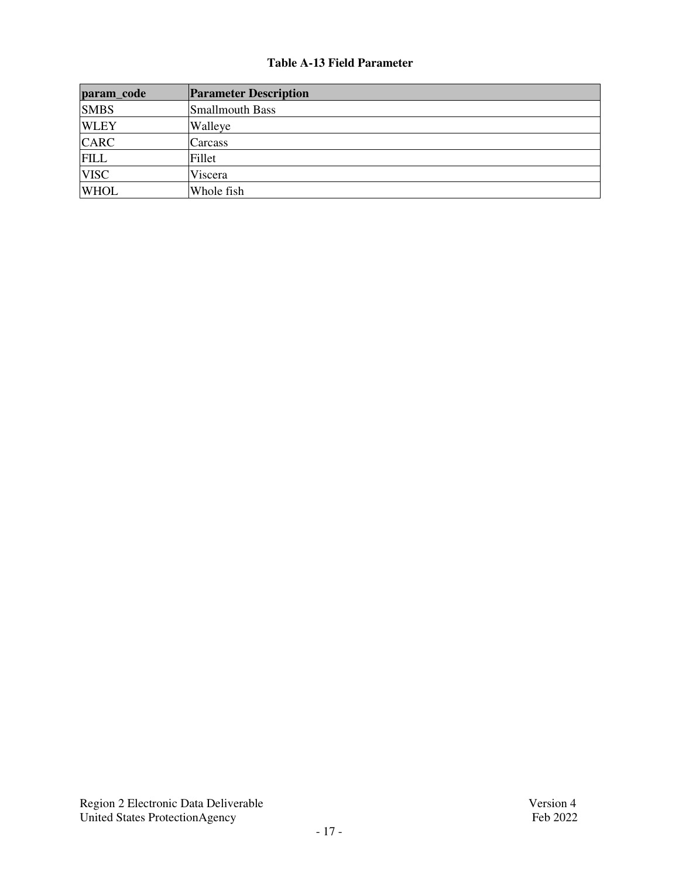**Table A-13 Field Parameter**

| param_code | Parameter Description |
| --- | --- |
| SMBS | Smallmouth Bass |
| WLEY | Walleye |
| CARC | Carcass |
| FILL | Fillet |
| VISC | Viscera |
| WHOL | Whole fish |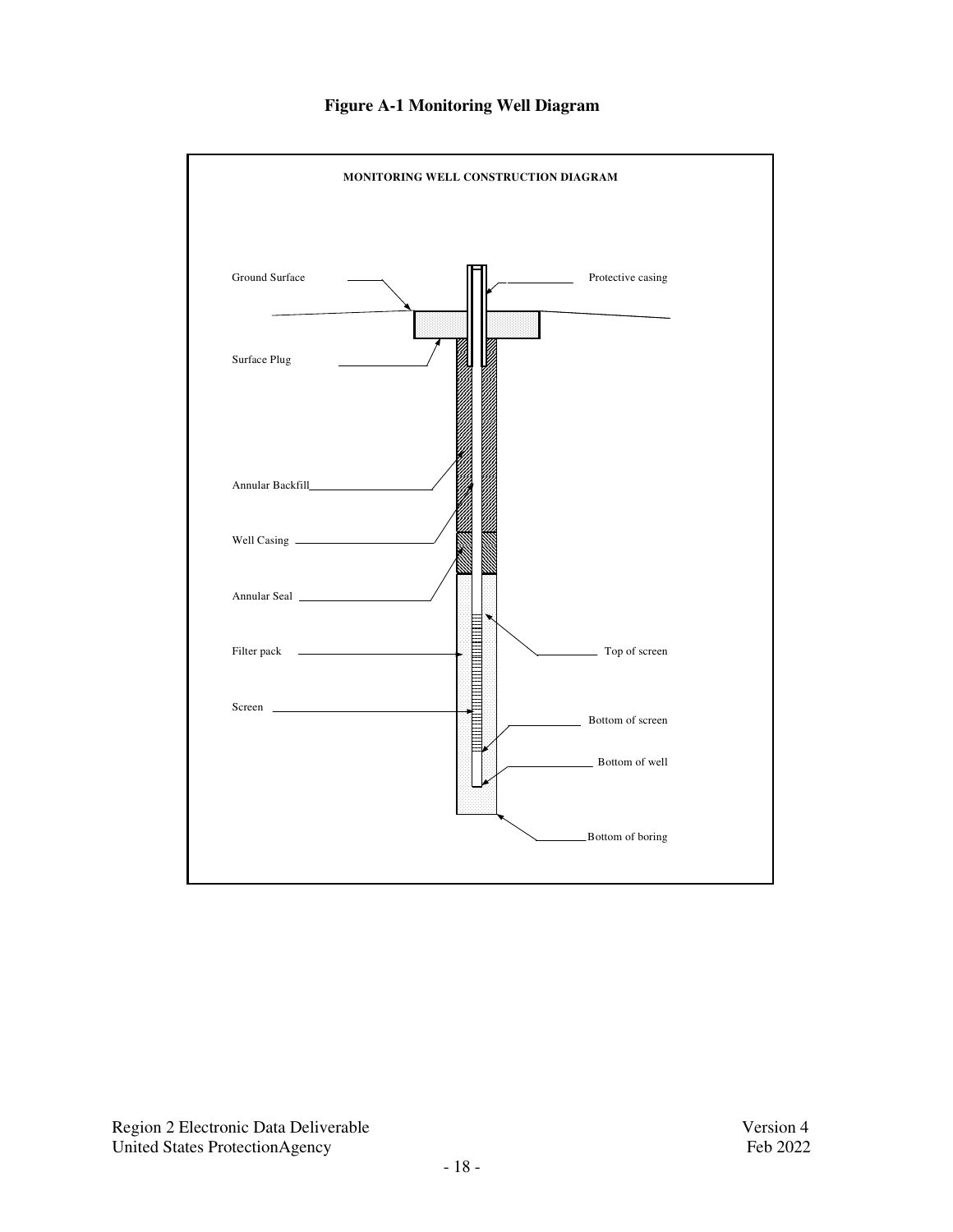# Figure A-1 Monitoring Well Diagram

MONITORING WELL CONSTRUCTION DIAGRAM

Ground Surface

Protective casing

Surface Plug

Annular Backfill

Well Casing

Annular Seal

Filter pack

Top of screen

Screen

Bottom of screen

Bottom of well

Bottom of boring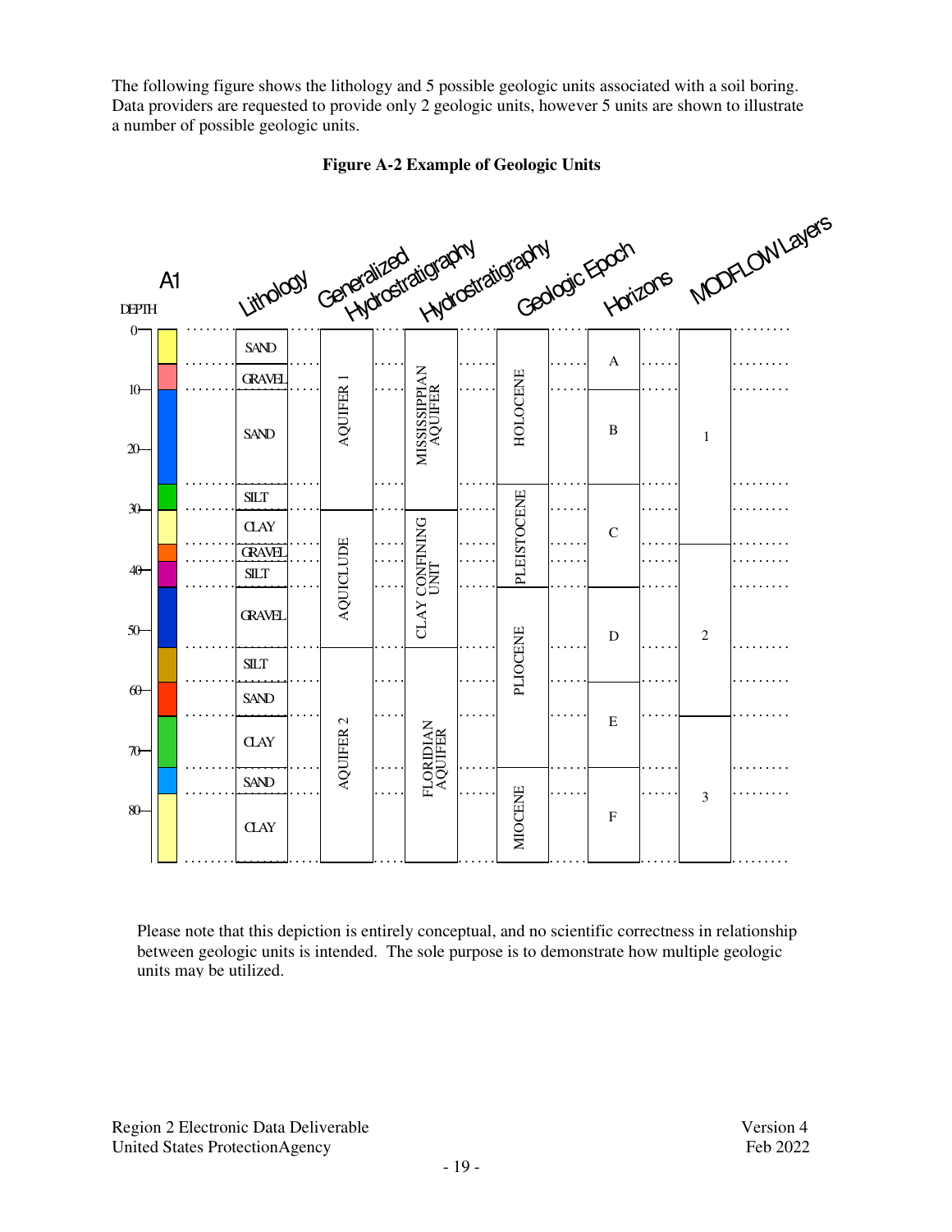The following figure shows the lithology and 5 possible geologic units associated with a soil boring. Data providers are requested to provide only 2 geologic units, however 5 units are shown to illustrate a number of possible geologic units.

**Figure A-2 Example of Geologic Units**

A1

DEPTH

0
10
20
30
40
50
60
70
80

Lithology

SAND
GRAVEL
SAND
SILT
CLAY
GRAVEL
SILT
GRAVEL
SILT
SAND
CLAY
SAND
CLAY

Generalized Hydrostratigraphy

AQUIFER 1
AQUICLUDE
AQUIFER 2

Hydrostratigraphy

MISSISSIPPIAN AQUIFER
CLAY CONFINING UNIT
FLORIDIAN AQUIFER

Geologic Epoch

HOLOCENE
PLEISTOCENE
PLIOCENE
MIOCENE

Horizons

A
B
C
D
E
F

MODFLOW Layers

1
2
3

Please note that this depiction is entirely conceptual, and no scientific correctness in relationship between geologic units is intended. The sole purpose is to demonstrate how multiple geologic units may be utilized.